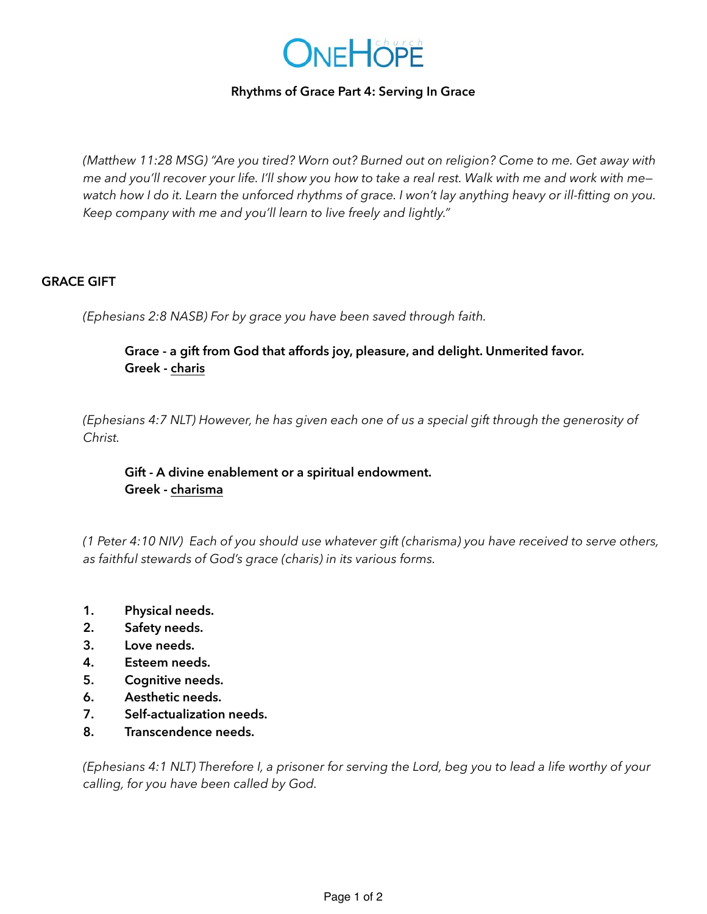# ONEHOPE church

## Rhythms of Grace Part 4: Serving In Grace

*(Matthew 11:28 MSG) "Are you tired? Worn out? Burned out on religion? Come to me. Get away with me and you'll recover your life. I'll show you how to take a real rest. Walk with me and work with me—watch how I do it. Learn the unforced rhythms of grace. I won't lay anything heavy or ill-fitting on you. Keep company with me and you'll learn to live freely and lightly."*

### GRACE GIFT

*(Ephesians 2:8 NASB) For by grace you have been saved through faith.*

**Grace - a gift from God that affords joy, pleasure, and delight. Unmerited favor.**
**Greek - <u>charis</u>**

*(Ephesians 4:7 NLT) However, he has given each one of us a special gift through the generosity of Christ.*

**Gift - A divine enablement or a spiritual endowment.**
**Greek - <u>charisma</u>**

*(1 Peter 4:10 NIV) Each of you should use whatever gift (charisma) you have received to serve others, as faithful stewards of God's grace (charis) in its various forms.*

1. **Physical needs.**
2. **Safety needs.**
3. **Love needs.**
4. **Esteem needs.**
5. **Cognitive needs.**
6. **Aesthetic needs.**
7. **Self-actualization needs.**
8. **Transcendence needs.**

*(Ephesians 4:1 NLT) Therefore I, a prisoner for serving the Lord, beg you to lead a life worthy of your calling, for you have been called by God.*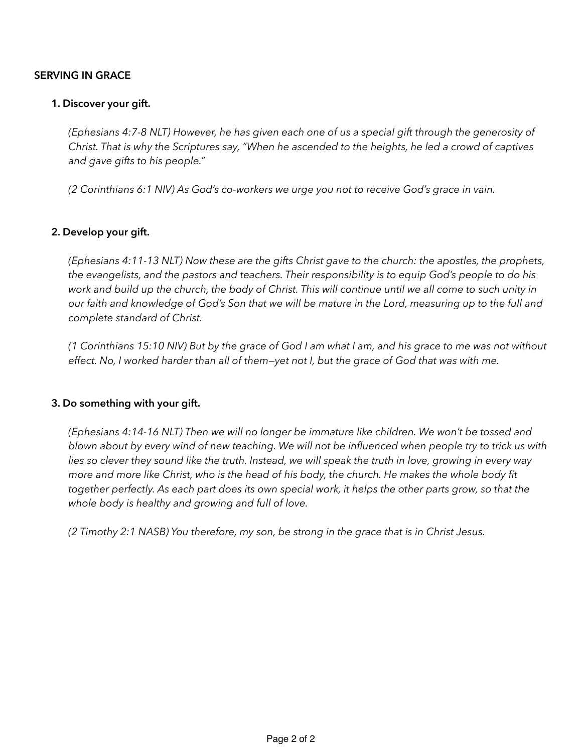**SERVING IN GRACE**

**1. Discover your gift.**

*(Ephesians 4:7-8 NLT) However, he has given each one of us a special gift through the generosity of Christ. That is why the Scriptures say, "When he ascended to the heights, he led a crowd of captives and gave gifts to his people."*

*(2 Corinthians 6:1 NIV) As God's co-workers we urge you not to receive God's grace in vain.*

**2. Develop your gift.**

*(Ephesians 4:11-13 NLT) Now these are the gifts Christ gave to the church: the apostles, the prophets, the evangelists, and the pastors and teachers. Their responsibility is to equip God's people to do his work and build up the church, the body of Christ. This will continue until we all come to such unity in our faith and knowledge of God's Son that we will be mature in the Lord, measuring up to the full and complete standard of Christ.*

*(1 Corinthians 15:10 NIV) But by the grace of God I am what I am, and his grace to me was not without effect. No, I worked harder than all of them—yet not I, but the grace of God that was with me.*

**3. Do something with your gift.**

*(Ephesians 4:14-16 NLT) Then we will no longer be immature like children. We won't be tossed and blown about by every wind of new teaching. We will not be influenced when people try to trick us with lies so clever they sound like the truth. Instead, we will speak the truth in love, growing in every way more and more like Christ, who is the head of his body, the church. He makes the whole body fit together perfectly. As each part does its own special work, it helps the other parts grow, so that the whole body is healthy and growing and full of love.*

*(2 Timothy 2:1 NASB) You therefore, my son, be strong in the grace that is in Christ Jesus.*